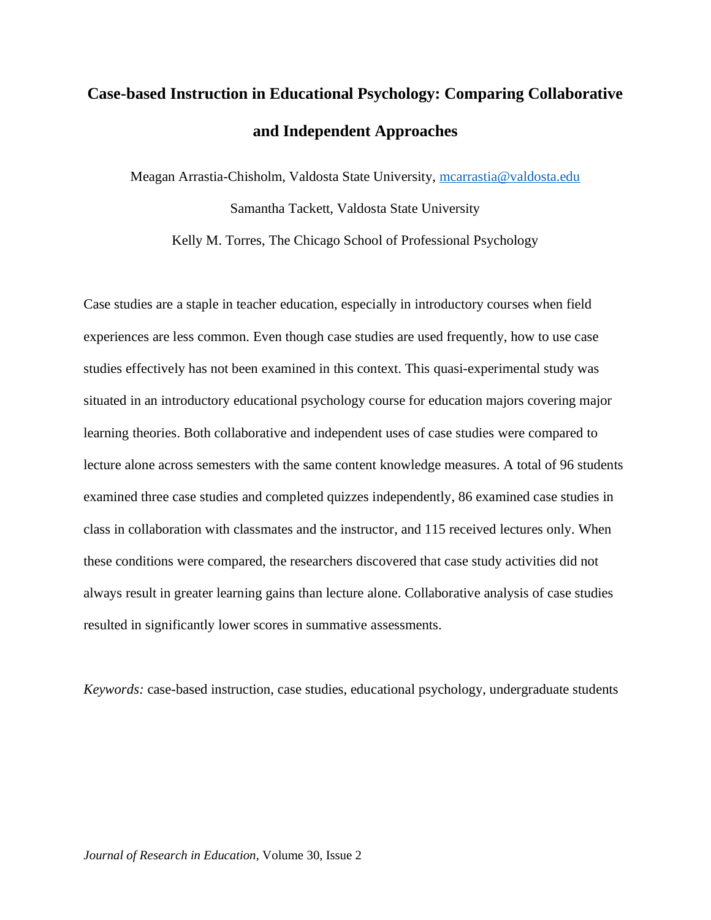# Case-based Instruction in Educational Psychology: Comparing Collaborative and Independent Approaches

Meagan Arrastia-Chisholm, Valdosta State University, mcarrastia@valdosta.edu

Samantha Tackett, Valdosta State University

Kelly M. Torres, The Chicago School of Professional Psychology

Case studies are a staple in teacher education, especially in introductory courses when field experiences are less common. Even though case studies are used frequently, how to use case studies effectively has not been examined in this context. This quasi-experimental study was situated in an introductory educational psychology course for education majors covering major learning theories. Both collaborative and independent uses of case studies were compared to lecture alone across semesters with the same content knowledge measures. A total of 96 students examined three case studies and completed quizzes independently, 86 examined case studies in class in collaboration with classmates and the instructor, and 115 received lectures only. When these conditions were compared, the researchers discovered that case study activities did not always result in greater learning gains than lecture alone. Collaborative analysis of case studies resulted in significantly lower scores in summative assessments.

*Keywords:* case-based instruction, case studies, educational psychology, undergraduate students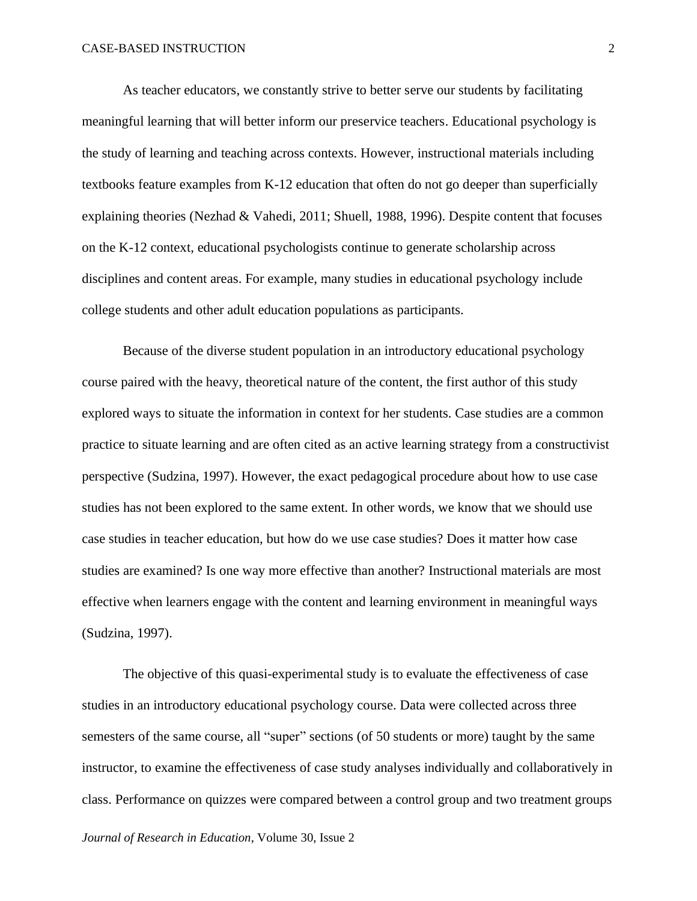As teacher educators, we constantly strive to better serve our students by facilitating meaningful learning that will better inform our preservice teachers. Educational psychology is the study of learning and teaching across contexts. However, instructional materials including textbooks feature examples from K-12 education that often do not go deeper than superficially explaining theories (Nezhad & Vahedi, 2011; Shuell, 1988, 1996). Despite content that focuses on the K-12 context, educational psychologists continue to generate scholarship across disciplines and content areas. For example, many studies in educational psychology include college students and other adult education populations as participants.

Because of the diverse student population in an introductory educational psychology course paired with the heavy, theoretical nature of the content, the first author of this study explored ways to situate the information in context for her students. Case studies are a common practice to situate learning and are often cited as an active learning strategy from a constructivist perspective (Sudzina, 1997). However, the exact pedagogical procedure about how to use case studies has not been explored to the same extent. In other words, we know that we should use case studies in teacher education, but how do we use case studies? Does it matter how case studies are examined? Is one way more effective than another? Instructional materials are most effective when learners engage with the content and learning environment in meaningful ways (Sudzina, 1997).

The objective of this quasi-experimental study is to evaluate the effectiveness of case studies in an introductory educational psychology course. Data were collected across three semesters of the same course, all "super" sections (of 50 students or more) taught by the same instructor, to examine the effectiveness of case study analyses individually and collaboratively in class. Performance on quizzes were compared between a control group and two treatment groups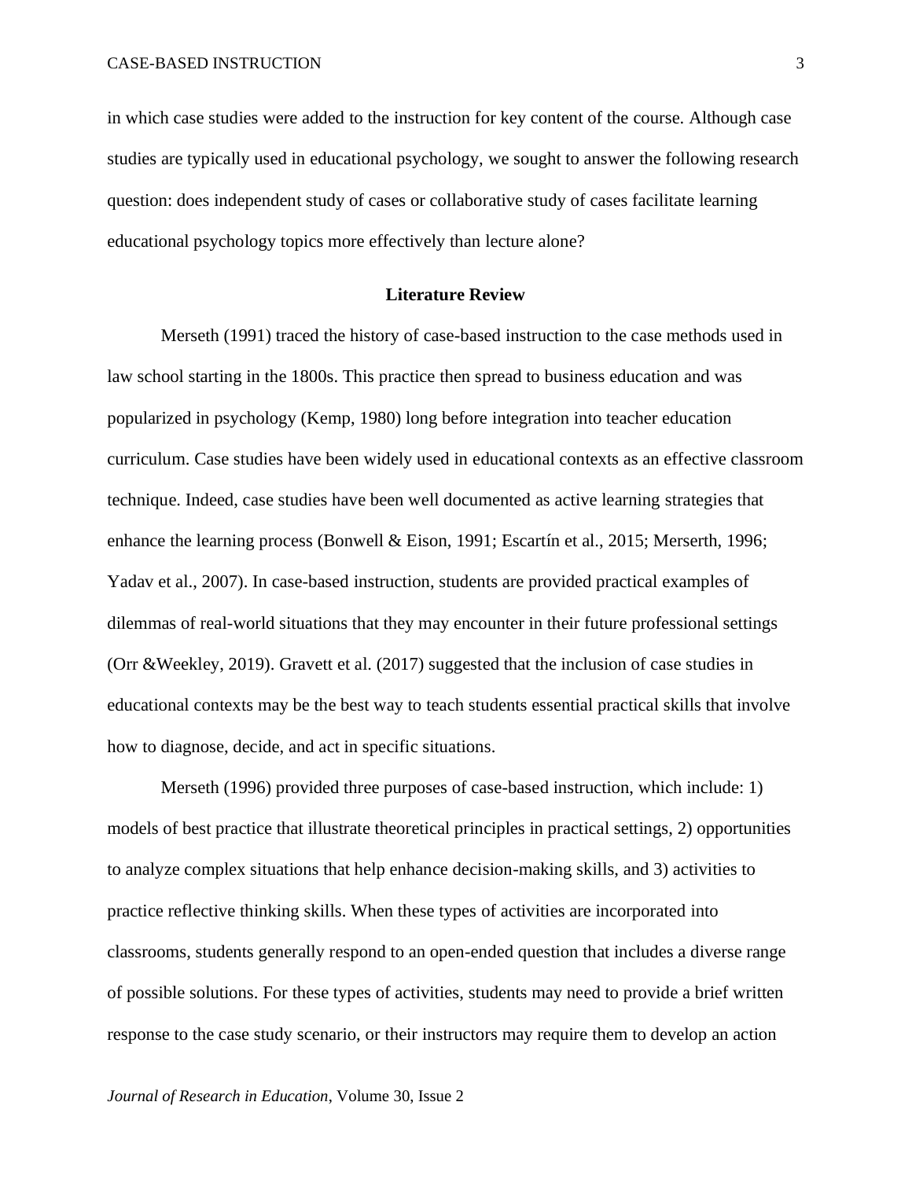in which case studies were added to the instruction for key content of the course. Although case studies are typically used in educational psychology, we sought to answer the following research question: does independent study of cases or collaborative study of cases facilitate learning educational psychology topics more effectively than lecture alone?

## Literature Review

Merseth (1991) traced the history of case-based instruction to the case methods used in law school starting in the 1800s. This practice then spread to business education and was popularized in psychology (Kemp, 1980) long before integration into teacher education curriculum. Case studies have been widely used in educational contexts as an effective classroom technique. Indeed, case studies have been well documented as active learning strategies that enhance the learning process (Bonwell & Eison, 1991; Escartín et al., 2015; Merserth, 1996; Yadav et al., 2007). In case-based instruction, students are provided practical examples of dilemmas of real-world situations that they may encounter in their future professional settings (Orr &Weekley, 2019). Gravett et al. (2017) suggested that the inclusion of case studies in educational contexts may be the best way to teach students essential practical skills that involve how to diagnose, decide, and act in specific situations.

Merseth (1996) provided three purposes of case-based instruction, which include: 1) models of best practice that illustrate theoretical principles in practical settings, 2) opportunities to analyze complex situations that help enhance decision-making skills, and 3) activities to practice reflective thinking skills. When these types of activities are incorporated into classrooms, students generally respond to an open-ended question that includes a diverse range of possible solutions. For these types of activities, students may need to provide a brief written response to the case study scenario, or their instructors may require them to develop an action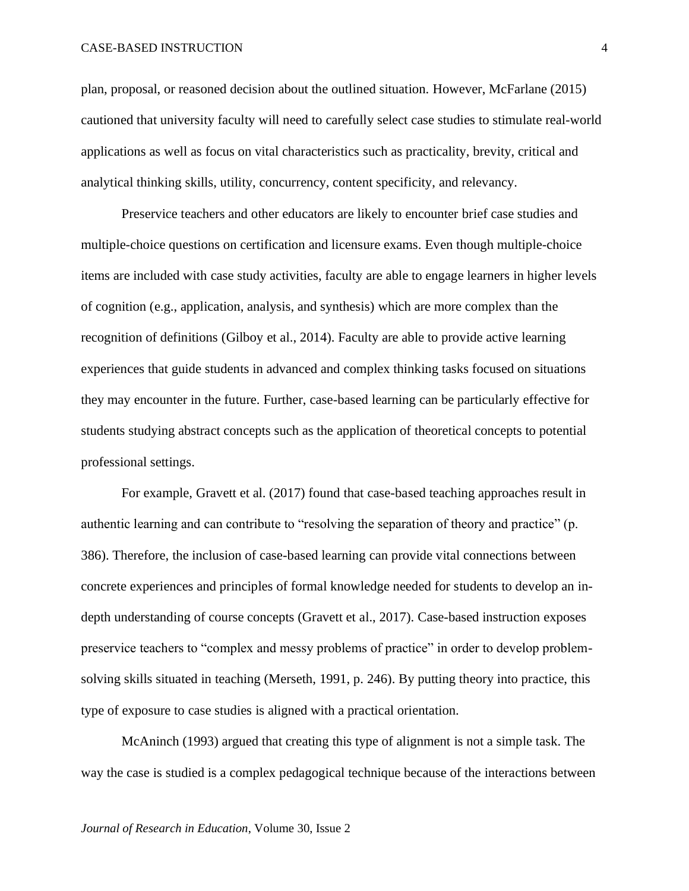plan, proposal, or reasoned decision about the outlined situation. However, McFarlane (2015) cautioned that university faculty will need to carefully select case studies to stimulate real-world applications as well as focus on vital characteristics such as practicality, brevity, critical and analytical thinking skills, utility, concurrency, content specificity, and relevancy.

Preservice teachers and other educators are likely to encounter brief case studies and multiple-choice questions on certification and licensure exams. Even though multiple-choice items are included with case study activities, faculty are able to engage learners in higher levels of cognition (e.g., application, analysis, and synthesis) which are more complex than the recognition of definitions (Gilboy et al., 2014). Faculty are able to provide active learning experiences that guide students in advanced and complex thinking tasks focused on situations they may encounter in the future. Further, case-based learning can be particularly effective for students studying abstract concepts such as the application of theoretical concepts to potential professional settings.

For example, Gravett et al. (2017) found that case-based teaching approaches result in authentic learning and can contribute to "resolving the separation of theory and practice" (p. 386). Therefore, the inclusion of case-based learning can provide vital connections between concrete experiences and principles of formal knowledge needed for students to develop an in-depth understanding of course concepts (Gravett et al., 2017). Case-based instruction exposes preservice teachers to "complex and messy problems of practice" in order to develop problem-solving skills situated in teaching (Merseth, 1991, p. 246). By putting theory into practice, this type of exposure to case studies is aligned with a practical orientation.

McAninch (1993) argued that creating this type of alignment is not a simple task. The way the case is studied is a complex pedagogical technique because of the interactions between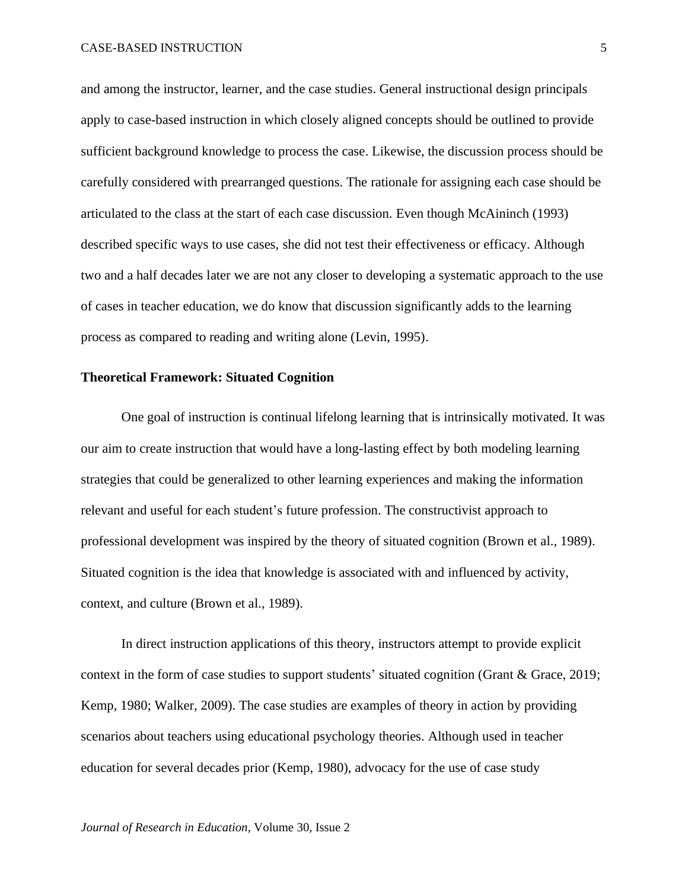and among the instructor, learner, and the case studies. General instructional design principals apply to case-based instruction in which closely aligned concepts should be outlined to provide sufficient background knowledge to process the case. Likewise, the discussion process should be carefully considered with prearranged questions. The rationale for assigning each case should be articulated to the class at the start of each case discussion. Even though McAininch (1993) described specific ways to use cases, she did not test their effectiveness or efficacy. Although two and a half decades later we are not any closer to developing a systematic approach to the use of cases in teacher education, we do know that discussion significantly adds to the learning process as compared to reading and writing alone (Levin, 1995).

## Theoretical Framework: Situated Cognition

One goal of instruction is continual lifelong learning that is intrinsically motivated. It was our aim to create instruction that would have a long-lasting effect by both modeling learning strategies that could be generalized to other learning experiences and making the information relevant and useful for each student's future profession. The constructivist approach to professional development was inspired by the theory of situated cognition (Brown et al., 1989). Situated cognition is the idea that knowledge is associated with and influenced by activity, context, and culture (Brown et al., 1989).

In direct instruction applications of this theory, instructors attempt to provide explicit context in the form of case studies to support students' situated cognition (Grant & Grace, 2019; Kemp, 1980; Walker, 2009). The case studies are examples of theory in action by providing scenarios about teachers using educational psychology theories. Although used in teacher education for several decades prior (Kemp, 1980), advocacy for the use of case study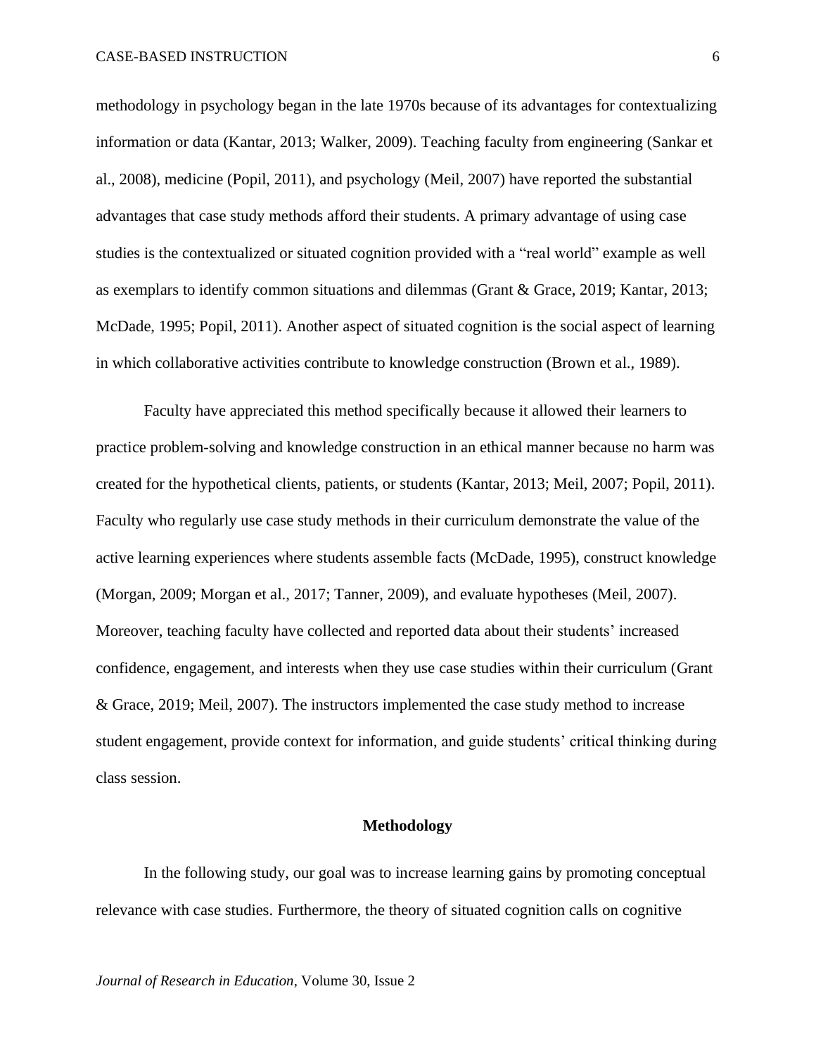methodology in psychology began in the late 1970s because of its advantages for contextualizing information or data (Kantar, 2013; Walker, 2009). Teaching faculty from engineering (Sankar et al., 2008), medicine (Popil, 2011), and psychology (Meil, 2007) have reported the substantial advantages that case study methods afford their students. A primary advantage of using case studies is the contextualized or situated cognition provided with a "real world" example as well as exemplars to identify common situations and dilemmas (Grant & Grace, 2019; Kantar, 2013; McDade, 1995; Popil, 2011). Another aspect of situated cognition is the social aspect of learning in which collaborative activities contribute to knowledge construction (Brown et al., 1989).

Faculty have appreciated this method specifically because it allowed their learners to practice problem-solving and knowledge construction in an ethical manner because no harm was created for the hypothetical clients, patients, or students (Kantar, 2013; Meil, 2007; Popil, 2011). Faculty who regularly use case study methods in their curriculum demonstrate the value of the active learning experiences where students assemble facts (McDade, 1995), construct knowledge (Morgan, 2009; Morgan et al., 2017; Tanner, 2009), and evaluate hypotheses (Meil, 2007). Moreover, teaching faculty have collected and reported data about their students' increased confidence, engagement, and interests when they use case studies within their curriculum (Grant & Grace, 2019; Meil, 2007). The instructors implemented the case study method to increase student engagement, provide context for information, and guide students' critical thinking during class session.

## Methodology

In the following study, our goal was to increase learning gains by promoting conceptual relevance with case studies. Furthermore, the theory of situated cognition calls on cognitive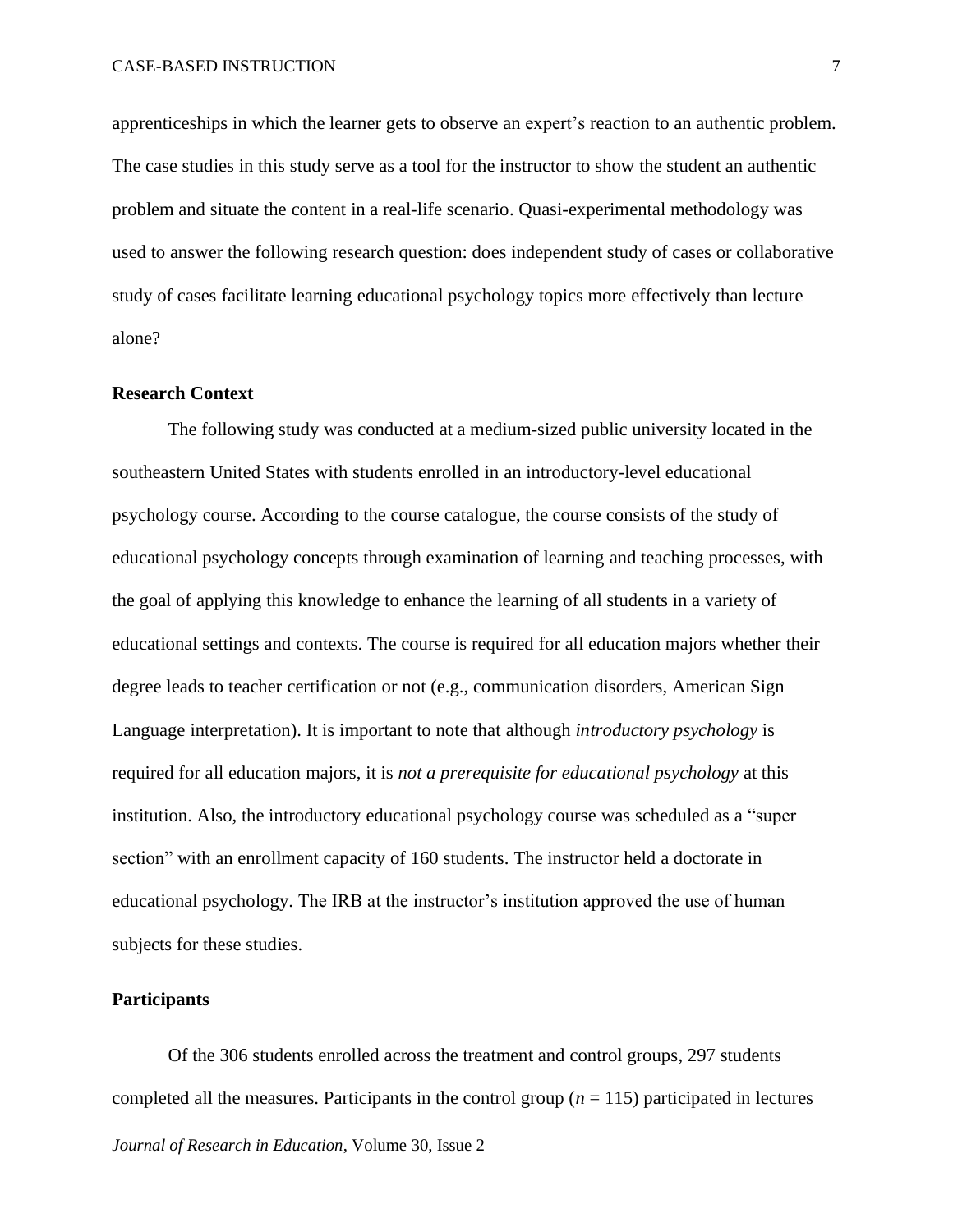apprenticeships in which the learner gets to observe an expert's reaction to an authentic problem. The case studies in this study serve as a tool for the instructor to show the student an authentic problem and situate the content in a real-life scenario. Quasi-experimental methodology was used to answer the following research question: does independent study of cases or collaborative study of cases facilitate learning educational psychology topics more effectively than lecture alone?

## Research Context

The following study was conducted at a medium-sized public university located in the southeastern United States with students enrolled in an introductory-level educational psychology course. According to the course catalogue, the course consists of the study of educational psychology concepts through examination of learning and teaching processes, with the goal of applying this knowledge to enhance the learning of all students in a variety of educational settings and contexts. The course is required for all education majors whether their degree leads to teacher certification or not (e.g., communication disorders, American Sign Language interpretation). It is important to note that although *introductory psychology* is required for all education majors, it is *not a prerequisite for educational psychology* at this institution. Also, the introductory educational psychology course was scheduled as a "super section" with an enrollment capacity of 160 students. The instructor held a doctorate in educational psychology. The IRB at the instructor's institution approved the use of human subjects for these studies.

## Participants

Of the 306 students enrolled across the treatment and control groups, 297 students completed all the measures. Participants in the control group ($n$ = 115) participated in lectures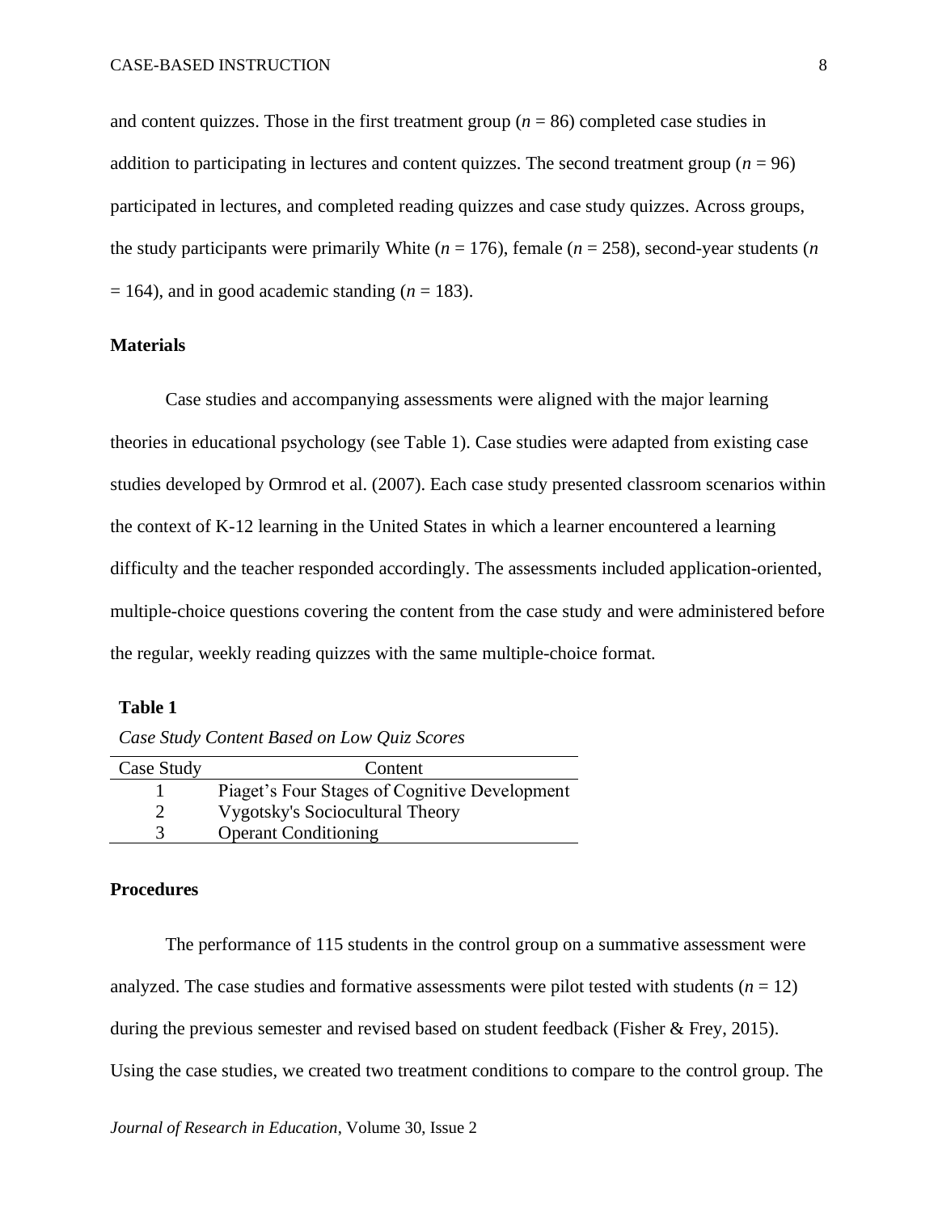and content quizzes. Those in the first treatment group ($n$ = 86) completed case studies in addition to participating in lectures and content quizzes. The second treatment group ($n$ = 96) participated in lectures, and completed reading quizzes and case study quizzes. Across groups, the study participants were primarily White ($n$ = 176), female ($n$ = 258), second-year students ($n$ = 164), and in good academic standing ($n$ = 183).

## Materials

Case studies and accompanying assessments were aligned with the major learning theories in educational psychology (see Table 1). Case studies were adapted from existing case studies developed by Ormrod et al. (2007). Each case study presented classroom scenarios within the context of K-12 learning in the United States in which a learner encountered a learning difficulty and the teacher responded accordingly. The assessments included application-oriented, multiple-choice questions covering the content from the case study and were administered before the regular, weekly reading quizzes with the same multiple-choice format.

**Table 1**

*Case Study Content Based on Low Quiz Scores*

| Case Study | Content |
|---|---|
| 1 | Piaget's Four Stages of Cognitive Development |
| 2 | Vygotsky's Sociocultural Theory |
| 3 | Operant Conditioning |

## Procedures

The performance of 115 students in the control group on a summative assessment were analyzed. The case studies and formative assessments were pilot tested with students ($n$ = 12) during the previous semester and revised based on student feedback (Fisher & Frey, 2015). Using the case studies, we created two treatment conditions to compare to the control group. The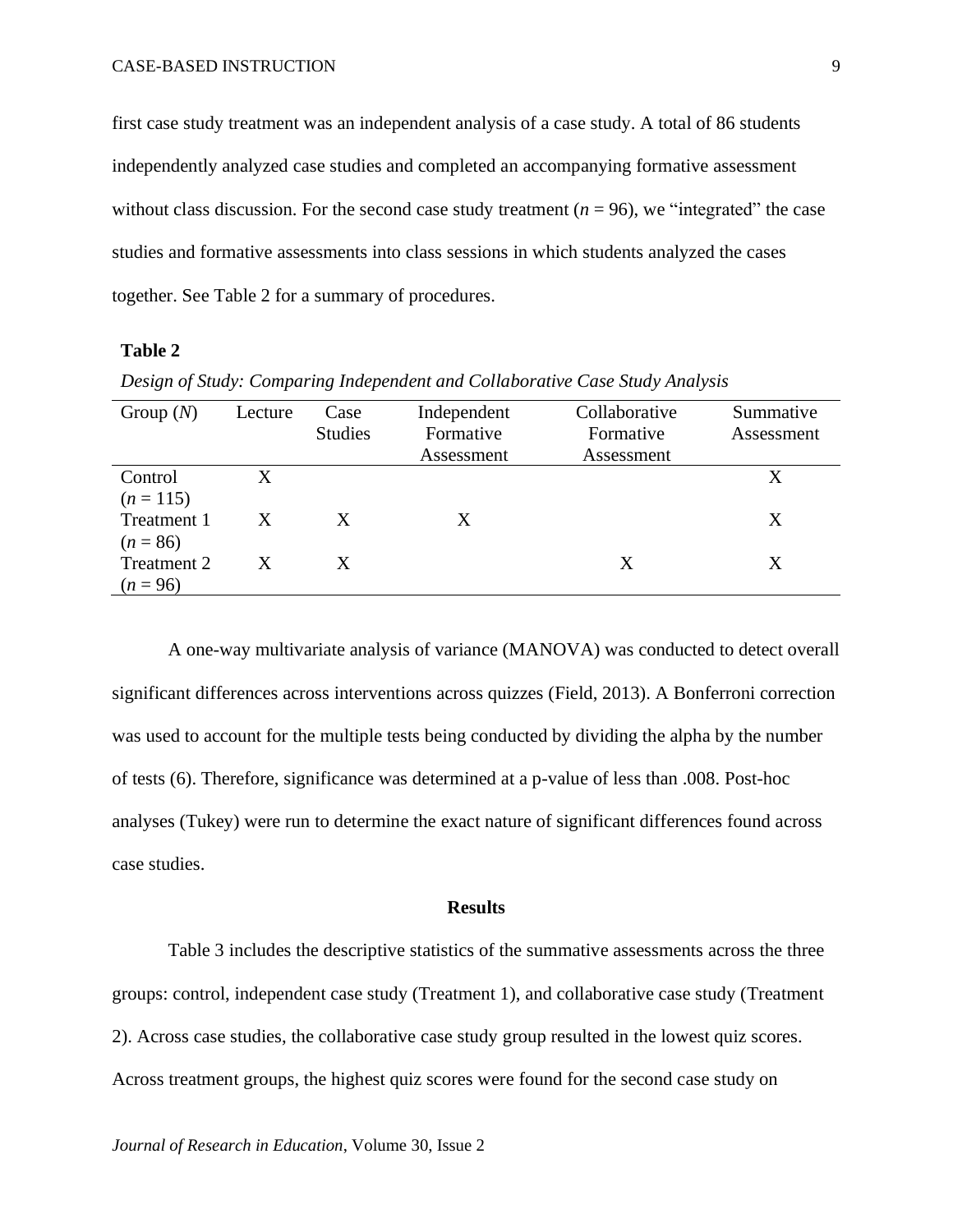first case study treatment was an independent analysis of a case study. A total of 86 students independently analyzed case studies and completed an accompanying formative assessment without class discussion. For the second case study treatment ($n$ = 96), we "integrated" the case studies and formative assessments into class sessions in which students analyzed the cases together. See Table 2 for a summary of procedures.

**Table 2**

*Design of Study: Comparing Independent and Collaborative Case Study Analysis*

| Group ($N$) | Lecture | Case Studies | Independent Formative Assessment | Collaborative Formative Assessment | Summative Assessment |
|---|---|---|---|---|---|
| Control ($n$ = 115) | X | | | | X |
| Treatment 1 ($n$ = 86) | X | X | X | | X |
| Treatment 2 ($n$ = 96) | X | X | | X | X |

A one-way multivariate analysis of variance (MANOVA) was conducted to detect overall significant differences across interventions across quizzes (Field, 2013). A Bonferroni correction was used to account for the multiple tests being conducted by dividing the alpha by the number of tests (6). Therefore, significance was determined at a p-value of less than .008. Post-hoc analyses (Tukey) were run to determine the exact nature of significant differences found across case studies.

## Results

Table 3 includes the descriptive statistics of the summative assessments across the three groups: control, independent case study (Treatment 1), and collaborative case study (Treatment 2). Across case studies, the collaborative case study group resulted in the lowest quiz scores. Across treatment groups, the highest quiz scores were found for the second case study on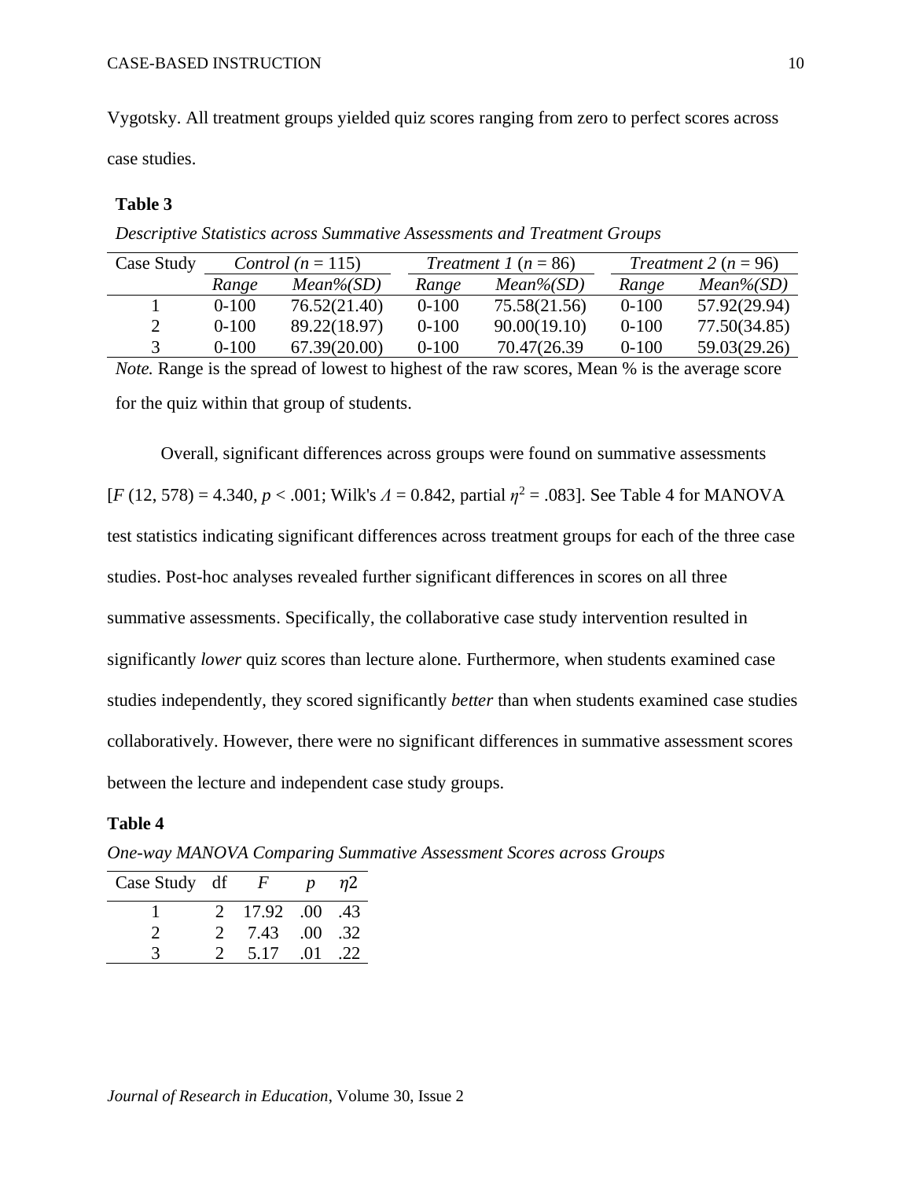Vygotsky. All treatment groups yielded quiz scores ranging from zero to perfect scores across case studies.

**Table 3**

*Descriptive Statistics across Summative Assessments and Treatment Groups*

| Case Study | *Control* ($n$ = 115) | | *Treatment 1* ($n$ = 86) | | *Treatment 2* ($n$ = 96) | |
|---|---|---|---|---|---|---|
| | *Range* | *Mean%(SD)* | *Range* | *Mean%(SD)* | *Range* | *Mean%(SD)* |
| 1 | 0-100 | 76.52(21.40) | 0-100 | 75.58(21.56) | 0-100 | 57.92(29.94) |
| 2 | 0-100 | 89.22(18.97) | 0-100 | 90.00(19.10) | 0-100 | 77.50(34.85) |
| 3 | 0-100 | 67.39(20.00) | 0-100 | 70.47(26.39 | 0-100 | 59.03(29.26) |

*Note.* Range is the spread of lowest to highest of the raw scores, Mean % is the average score for the quiz within that group of students.

Overall, significant differences across groups were found on summative assessments [$F$ (12, 578) = 4.340, $p$ < .001; Wilk's $\Lambda$ = 0.842, partial $\eta^2$ = .083]. See Table 4 for MANOVA test statistics indicating significant differences across treatment groups for each of the three case studies. Post-hoc analyses revealed further significant differences in scores on all three summative assessments. Specifically, the collaborative case study intervention resulted in significantly *lower* quiz scores than lecture alone. Furthermore, when students examined case studies independently, they scored significantly *better* than when students examined case studies collaboratively. However, there were no significant differences in summative assessment scores between the lecture and independent case study groups.

**Table 4**

*One-way MANOVA Comparing Summative Assessment Scores across Groups*

| Case Study | df | $F$ | $p$ | $\eta 2$ |
|---|---|---|---|---|
| 1 | 2 | 17.92 | .00 | .43 |
| 2 | 2 | 7.43 | .00 | .32 |
| 3 | 2 | 5.17 | .01 | .22 |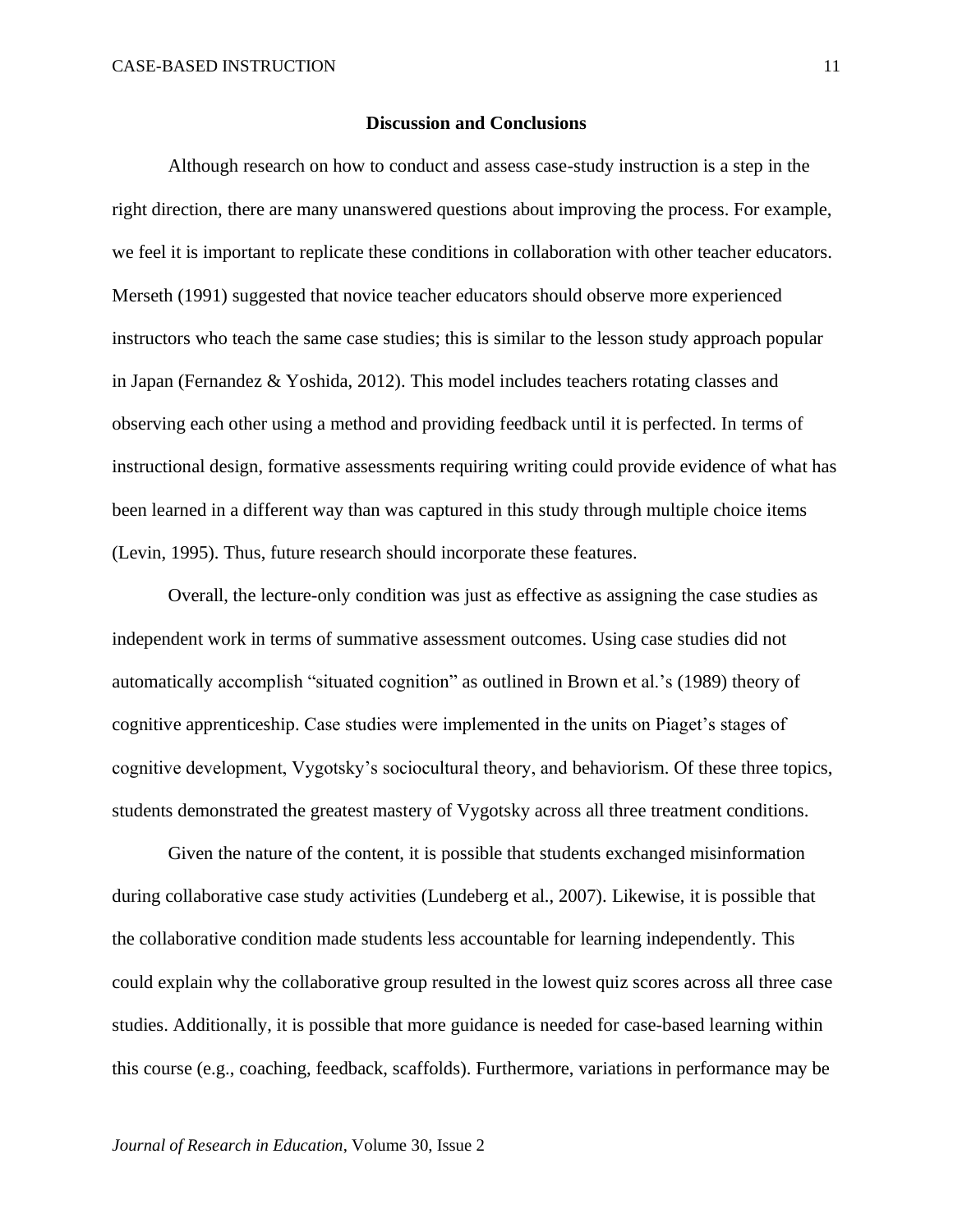## Discussion and Conclusions

Although research on how to conduct and assess case-study instruction is a step in the right direction, there are many unanswered questions about improving the process. For example, we feel it is important to replicate these conditions in collaboration with other teacher educators. Merseth (1991) suggested that novice teacher educators should observe more experienced instructors who teach the same case studies; this is similar to the lesson study approach popular in Japan (Fernandez & Yoshida, 2012). This model includes teachers rotating classes and observing each other using a method and providing feedback until it is perfected. In terms of instructional design, formative assessments requiring writing could provide evidence of what has been learned in a different way than was captured in this study through multiple choice items (Levin, 1995). Thus, future research should incorporate these features.

Overall, the lecture-only condition was just as effective as assigning the case studies as independent work in terms of summative assessment outcomes. Using case studies did not automatically accomplish "situated cognition" as outlined in Brown et al.'s (1989) theory of cognitive apprenticeship. Case studies were implemented in the units on Piaget's stages of cognitive development, Vygotsky's sociocultural theory, and behaviorism. Of these three topics, students demonstrated the greatest mastery of Vygotsky across all three treatment conditions.

Given the nature of the content, it is possible that students exchanged misinformation during collaborative case study activities (Lundeberg et al., 2007). Likewise, it is possible that the collaborative condition made students less accountable for learning independently. This could explain why the collaborative group resulted in the lowest quiz scores across all three case studies. Additionally, it is possible that more guidance is needed for case-based learning within this course (e.g., coaching, feedback, scaffolds). Furthermore, variations in performance may be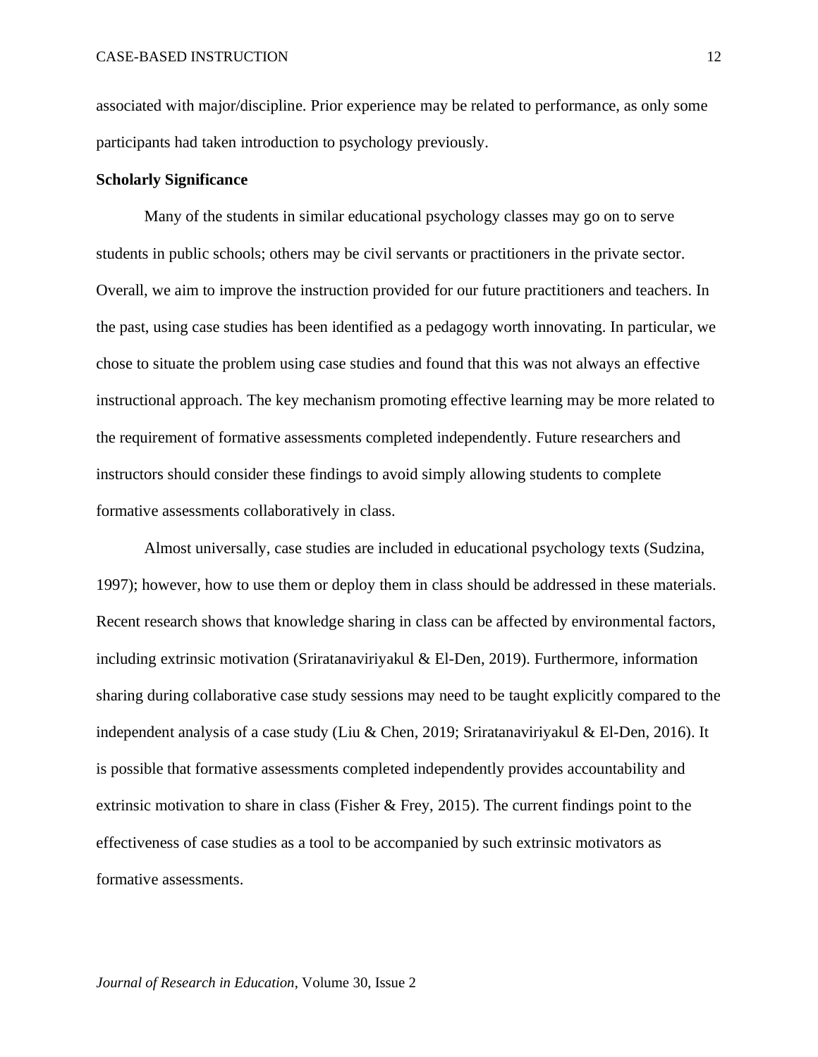associated with major/discipline. Prior experience may be related to performance, as only some participants had taken introduction to psychology previously.

**Scholarly Significance**

Many of the students in similar educational psychology classes may go on to serve students in public schools; others may be civil servants or practitioners in the private sector. Overall, we aim to improve the instruction provided for our future practitioners and teachers. In the past, using case studies has been identified as a pedagogy worth innovating. In particular, we chose to situate the problem using case studies and found that this was not always an effective instructional approach. The key mechanism promoting effective learning may be more related to the requirement of formative assessments completed independently. Future researchers and instructors should consider these findings to avoid simply allowing students to complete formative assessments collaboratively in class.

Almost universally, case studies are included in educational psychology texts (Sudzina, 1997); however, how to use them or deploy them in class should be addressed in these materials. Recent research shows that knowledge sharing in class can be affected by environmental factors, including extrinsic motivation (Sriratanaviriyakul & El-Den, 2019). Furthermore, information sharing during collaborative case study sessions may need to be taught explicitly compared to the independent analysis of a case study (Liu & Chen, 2019; Sriratanaviriyakul & El-Den, 2016). It is possible that formative assessments completed independently provides accountability and extrinsic motivation to share in class (Fisher & Frey, 2015). The current findings point to the effectiveness of case studies as a tool to be accompanied by such extrinsic motivators as formative assessments.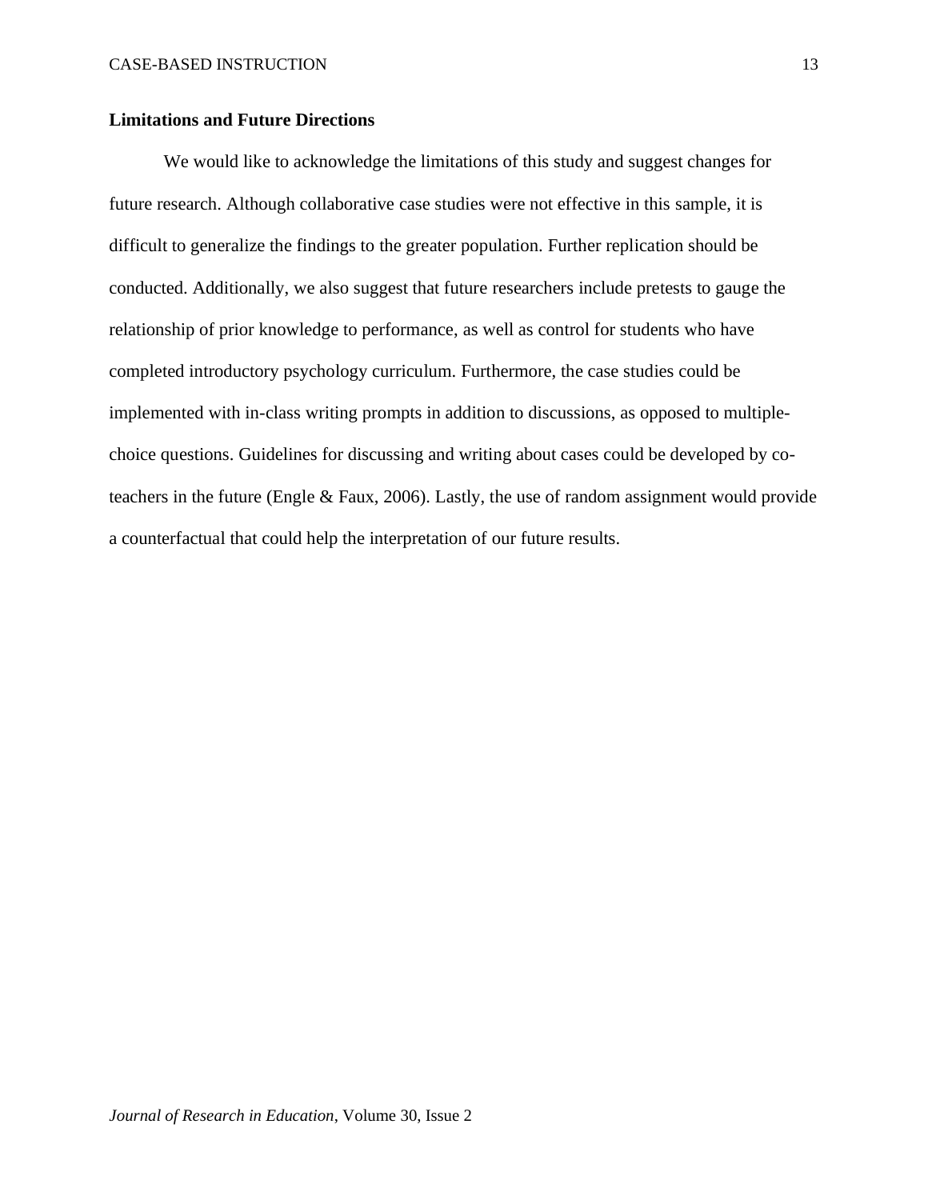## Limitations and Future Directions

We would like to acknowledge the limitations of this study and suggest changes for future research. Although collaborative case studies were not effective in this sample, it is difficult to generalize the findings to the greater population. Further replication should be conducted. Additionally, we also suggest that future researchers include pretests to gauge the relationship of prior knowledge to performance, as well as control for students who have completed introductory psychology curriculum. Furthermore, the case studies could be implemented with in-class writing prompts in addition to discussions, as opposed to multiple-choice questions. Guidelines for discussing and writing about cases could be developed by co-teachers in the future (Engle & Faux, 2006). Lastly, the use of random assignment would provide a counterfactual that could help the interpretation of our future results.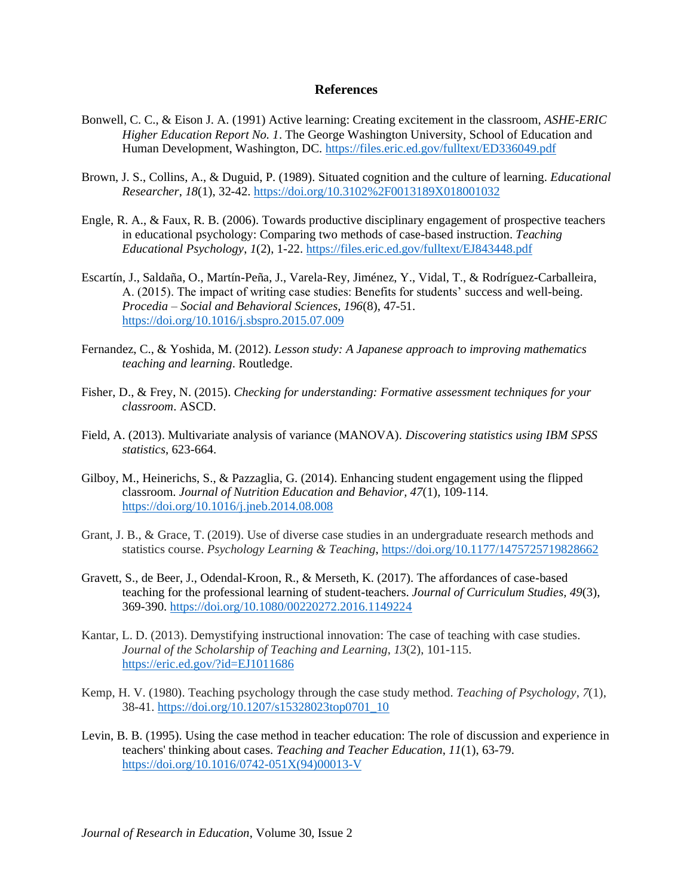## References

Bonwell, C. C., & Eison J. A. (1991) Active learning: Creating excitement in the classroom, *ASHE-ERIC Higher Education Report No. 1*. The George Washington University, School of Education and Human Development, Washington, DC. https://files.eric.ed.gov/fulltext/ED336049.pdf

Brown, J. S., Collins, A., & Duguid, P. (1989). Situated cognition and the culture of learning. *Educational Researcher*, *18*(1), 32-42. https://doi.org/10.3102%2F0013189X018001032

Engle, R. A., & Faux, R. B. (2006). Towards productive disciplinary engagement of prospective teachers in educational psychology: Comparing two methods of case-based instruction. *Teaching Educational Psychology*, *1*(2), 1-22. https://files.eric.ed.gov/fulltext/EJ843448.pdf

Escartín, J., Saldaña, O., Martín-Peña, J., Varela-Rey, Jiménez, Y., Vidal, T., & Rodríguez-Carballeira, A. (2015). The impact of writing case studies: Benefits for students' success and well-being. *Procedia – Social and Behavioral Sciences*, *196*(8), 47-51. https://doi.org/10.1016/j.sbspro.2015.07.009

Fernandez, C., & Yoshida, M. (2012). *Lesson study: A Japanese approach to improving mathematics teaching and learning*. Routledge.

Fisher, D., & Frey, N. (2015). *Checking for understanding: Formative assessment techniques for your classroom*. ASCD.

Field, A. (2013). Multivariate analysis of variance (MANOVA). *Discovering statistics using IBM SPSS statistics*, 623-664.

Gilboy, M., Heinerichs, S., & Pazzaglia, G. (2014). Enhancing student engagement using the flipped classroom. *Journal of Nutrition Education and Behavior, 47*(1), 109-114. https://doi.org/10.1016/j.jneb.2014.08.008

Grant, J. B., & Grace, T. (2019). Use of diverse case studies in an undergraduate research methods and statistics course. *Psychology Learning & Teaching*, https://doi.org/10.1177/1475725719828662

Gravett, S., de Beer, J., Odendal-Kroon, R., & Merseth, K. (2017). The affordances of case-based teaching for the professional learning of student-teachers. *Journal of Curriculum Studies, 49*(3), 369-390. https://doi.org/10.1080/00220272.2016.1149224

Kantar, L. D. (2013). Demystifying instructional innovation: The case of teaching with case studies. *Journal of the Scholarship of Teaching and Learning*, *13*(2), 101-115. https://eric.ed.gov/?id=EJ1011686

Kemp, H. V. (1980). Teaching psychology through the case study method. *Teaching of Psychology*, *7*(1), 38-41. https://doi.org/10.1207/s15328023top0701_10

Levin, B. B. (1995). Using the case method in teacher education: The role of discussion and experience in teachers' thinking about cases. *Teaching and Teacher Education*, *11*(1), 63-79. https://doi.org/10.1016/0742-051X(94)00013-V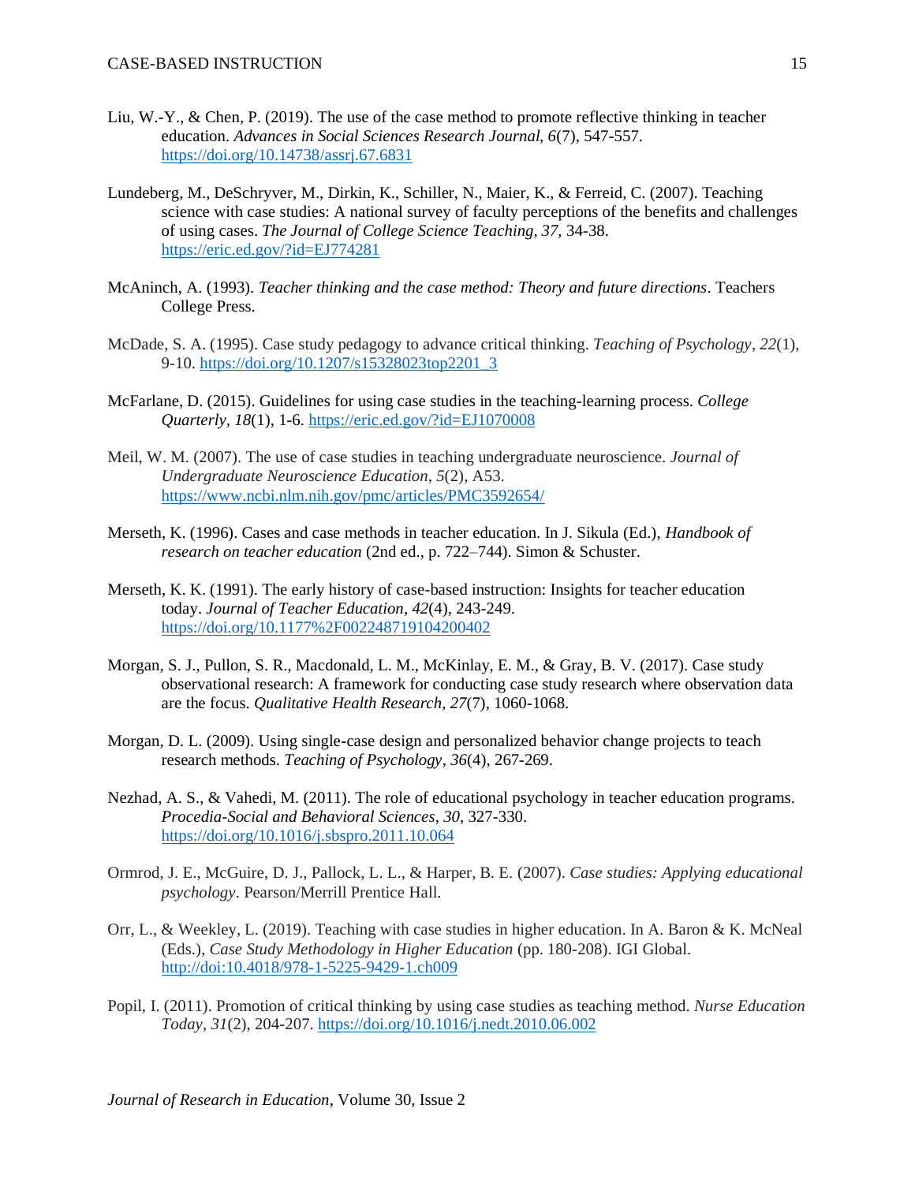Liu, W.-Y., & Chen, P. (2019). The use of the case method to promote reflective thinking in teacher education. *Advances in Social Sciences Research Journal, 6*(7), 547-557. https://doi.org/10.14738/assrj.67.6831

Lundeberg, M., DeSchryver, M., Dirkin, K., Schiller, N., Maier, K., & Ferreid, C. (2007). Teaching science with case studies: A national survey of faculty perceptions of the benefits and challenges of using cases. *The Journal of College Science Teaching, 37,* 34-38. https://eric.ed.gov/?id=EJ774281

McAninch, A. (1993). *Teacher thinking and the case method: Theory and future directions*. Teachers College Press.

McDade, S. A. (1995). Case study pedagogy to advance critical thinking. *Teaching of Psychology*, *22*(1), 9-10. https://doi.org/10.1207/s15328023top2201_3

McFarlane, D. (2015). Guidelines for using case studies in the teaching-learning process. *College Quarterly, 18*(1), 1-6. https://eric.ed.gov/?id=EJ1070008

Meil, W. M. (2007). The use of case studies in teaching undergraduate neuroscience. *Journal of Undergraduate Neuroscience Education*, *5*(2), A53. https://www.ncbi.nlm.nih.gov/pmc/articles/PMC3592654/

Merseth, K. (1996). Cases and case methods in teacher education. In J. Sikula (Ed.), *Handbook of research on teacher education* (2nd ed., p. 722–744). Simon & Schuster.

Merseth, K. K. (1991). The early history of case-based instruction: Insights for teacher education today. *Journal of Teacher Education*, *42*(4), 243-249. https://doi.org/10.1177%2F002248719104200402

Morgan, S. J., Pullon, S. R., Macdonald, L. M., McKinlay, E. M., & Gray, B. V. (2017). Case study observational research: A framework for conducting case study research where observation data are the focus. *Qualitative Health Research, 27*(7), 1060-1068.

Morgan, D. L. (2009). Using single-case design and personalized behavior change projects to teach research methods. *Teaching of Psychology*, *36*(4), 267-269.

Nezhad, A. S., & Vahedi, M. (2011). The role of educational psychology in teacher education programs. *Procedia-Social and Behavioral Sciences*, *30*, 327-330. https://doi.org/10.1016/j.sbspro.2011.10.064

Ormrod, J. E., McGuire, D. J., Pallock, L. L., & Harper, B. E. (2007). *Case studies: Applying educational psychology*. Pearson/Merrill Prentice Hall.

Orr, L., & Weekley, L. (2019). Teaching with case studies in higher education. In A. Baron & K. McNeal (Eds.), *Case Study Methodology in Higher Education* (pp. 180-208). IGI Global. http://doi:10.4018/978-1-5225-9429-1.ch009

Popil, I. (2011). Promotion of critical thinking by using case studies as teaching method. *Nurse Education Today*, *31*(2), 204-207. https://doi.org/10.1016/j.nedt.2010.06.002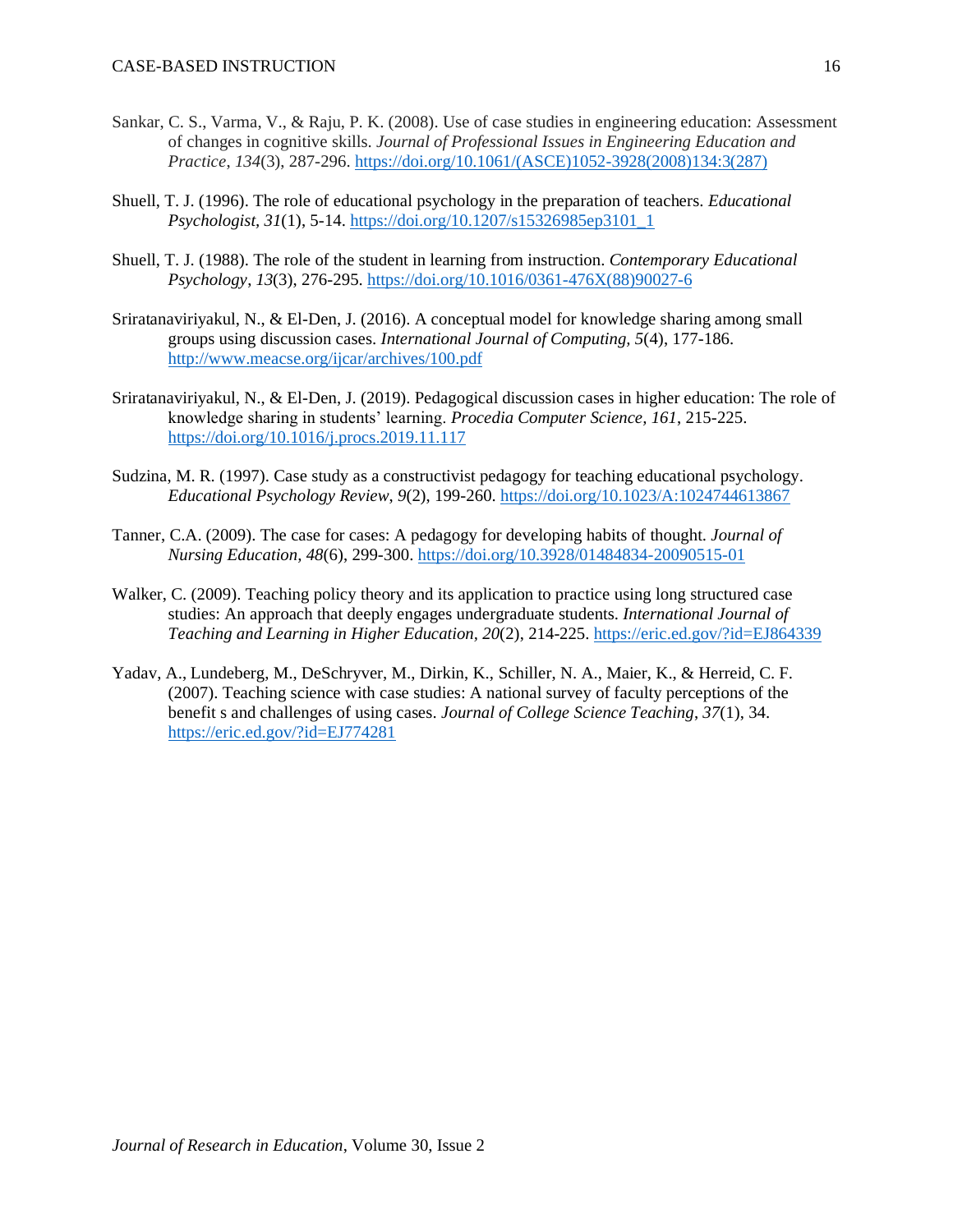Sankar, C. S., Varma, V., & Raju, P. K. (2008). Use of case studies in engineering education: Assessment of changes in cognitive skills. *Journal of Professional Issues in Engineering Education and Practice*, *134*(3), 287-296. https://doi.org/10.1061/(ASCE)1052-3928(2008)134:3(287)

Shuell, T. J. (1996). The role of educational psychology in the preparation of teachers. *Educational Psychologist*, *31*(1), 5-14. https://doi.org/10.1207/s15326985ep3101_1

Shuell, T. J. (1988). The role of the student in learning from instruction. *Contemporary Educational Psychology*, *13*(3), 276-295. https://doi.org/10.1016/0361-476X(88)90027-6

Sriratanaviriyakul, N., & El-Den, J. (2016). A conceptual model for knowledge sharing among small groups using discussion cases. *International Journal of Computing*, *5*(4), 177-186. http://www.meacse.org/ijcar/archives/100.pdf

Sriratanaviriyakul, N., & El-Den, J. (2019). Pedagogical discussion cases in higher education: The role of knowledge sharing in students' learning. *Procedia Computer Science*, *161*, 215-225. https://doi.org/10.1016/j.procs.2019.11.117

Sudzina, M. R. (1997). Case study as a constructivist pedagogy for teaching educational psychology. *Educational Psychology Review*, *9*(2), 199-260. https://doi.org/10.1023/A:1024744613867

Tanner, C.A. (2009). The case for cases: A pedagogy for developing habits of thought. *Journal of Nursing Education*, *48*(6), 299-300. https://doi.org/10.3928/01484834-20090515-01

Walker, C. (2009). Teaching policy theory and its application to practice using long structured case studies: An approach that deeply engages undergraduate students. *International Journal of Teaching and Learning in Higher Education*, *20*(2), 214-225. https://eric.ed.gov/?id=EJ864339

Yadav, A., Lundeberg, M., DeSchryver, M., Dirkin, K., Schiller, N. A., Maier, K., & Herreid, C. F. (2007). Teaching science with case studies: A national survey of faculty perceptions of the benefit s and challenges of using cases. *Journal of College Science Teaching*, *37*(1), 34. https://eric.ed.gov/?id=EJ774281